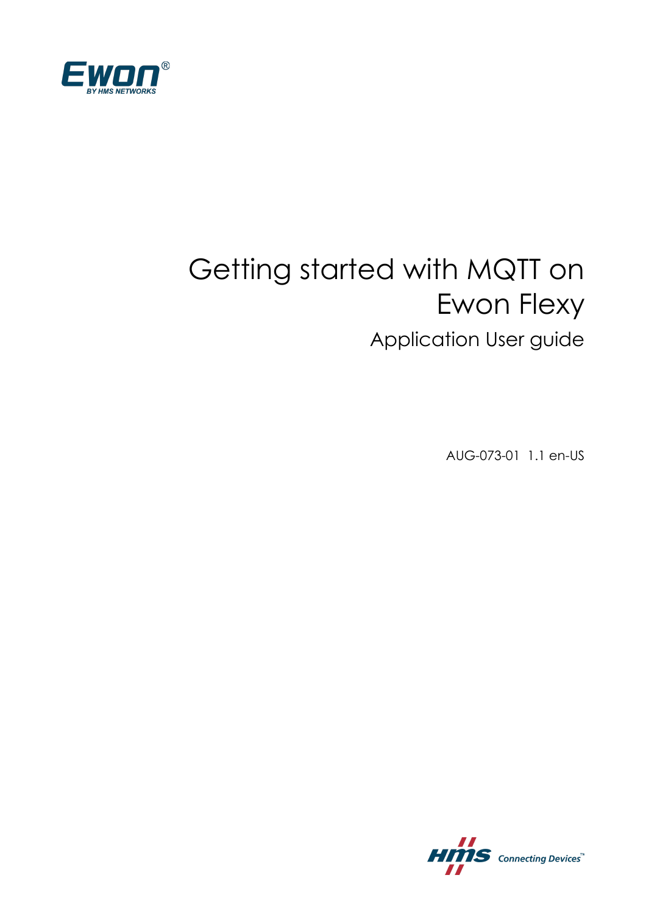# Getting started with MQTT on Ewon Flexy

## Application User guide

AUG-073-01 1.1 en-US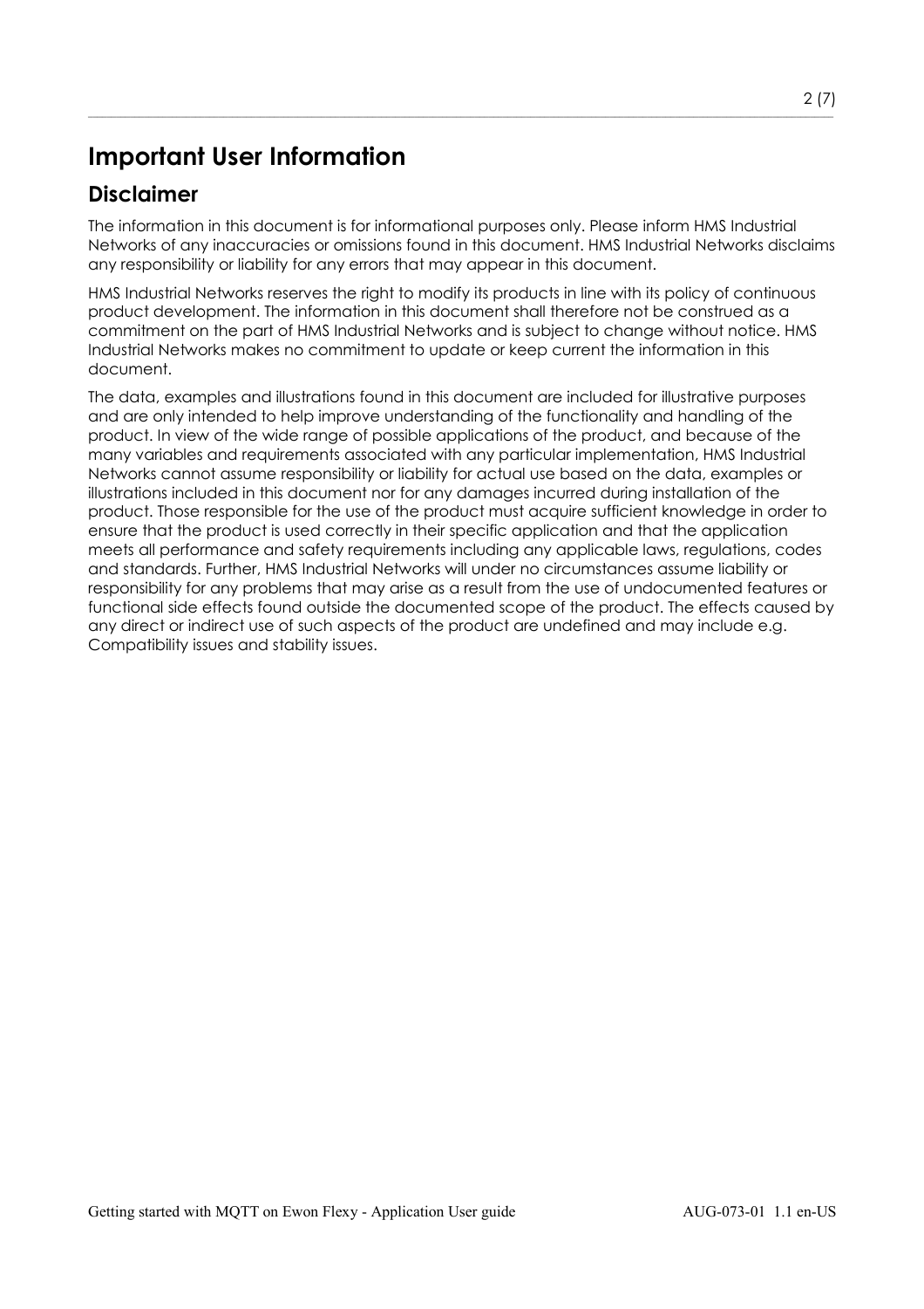# Important User Information

## Disclaimer

The information in this document is for informational purposes only. Please inform HMS Industrial Networks of any inaccuracies or omissions found in this document. HMS Industrial Networks disclaims any responsibility or liability for any errors that may appear in this document.

HMS Industrial Networks reserves the right to modify its products in line with its policy of continuous product development. The information in this document shall therefore not be construed as a commitment on the part of HMS Industrial Networks and is subject to change without notice. HMS Industrial Networks makes no commitment to update or keep current the information in this document.

The data, examples and illustrations found in this document are included for illustrative purposes and are only intended to help improve understanding of the functionality and handling of the product. In view of the wide range of possible applications of the product, and because of the many variables and requirements associated with any particular implementation, HMS Industrial Networks cannot assume responsibility or liability for actual use based on the data, examples or illustrations included in this document nor for any damages incurred during installation of the product. Those responsible for the use of the product must acquire sufficient knowledge in order to ensure that the product is used correctly in their specific application and that the application meets all performance and safety requirements including any applicable laws, regulations, codes and standards. Further, HMS Industrial Networks will under no circumstances assume liability or responsibility for any problems that may arise as a result from the use of undocumented features or functional side effects found outside the documented scope of the product. The effects caused by any direct or indirect use of such aspects of the product are undefined and may include e.g. Compatibility issues and stability issues.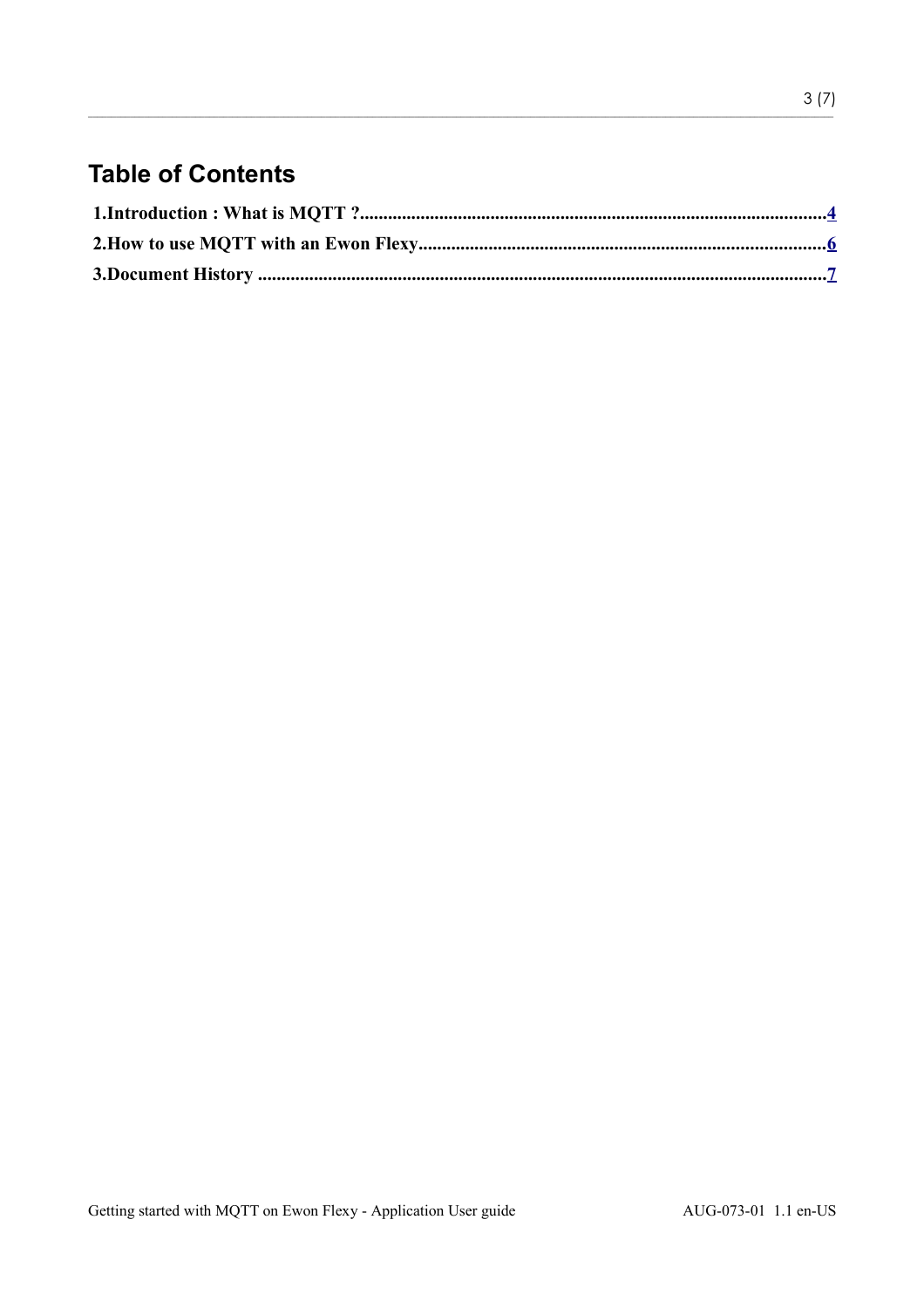## Table of Contents

**1.Introduction : What is MQTT ?....................................................................................................4**

**2.How to use MQTT with an Ewon Flexy.......................................................................................6**

**3.Document History ..........................................................................................................................7**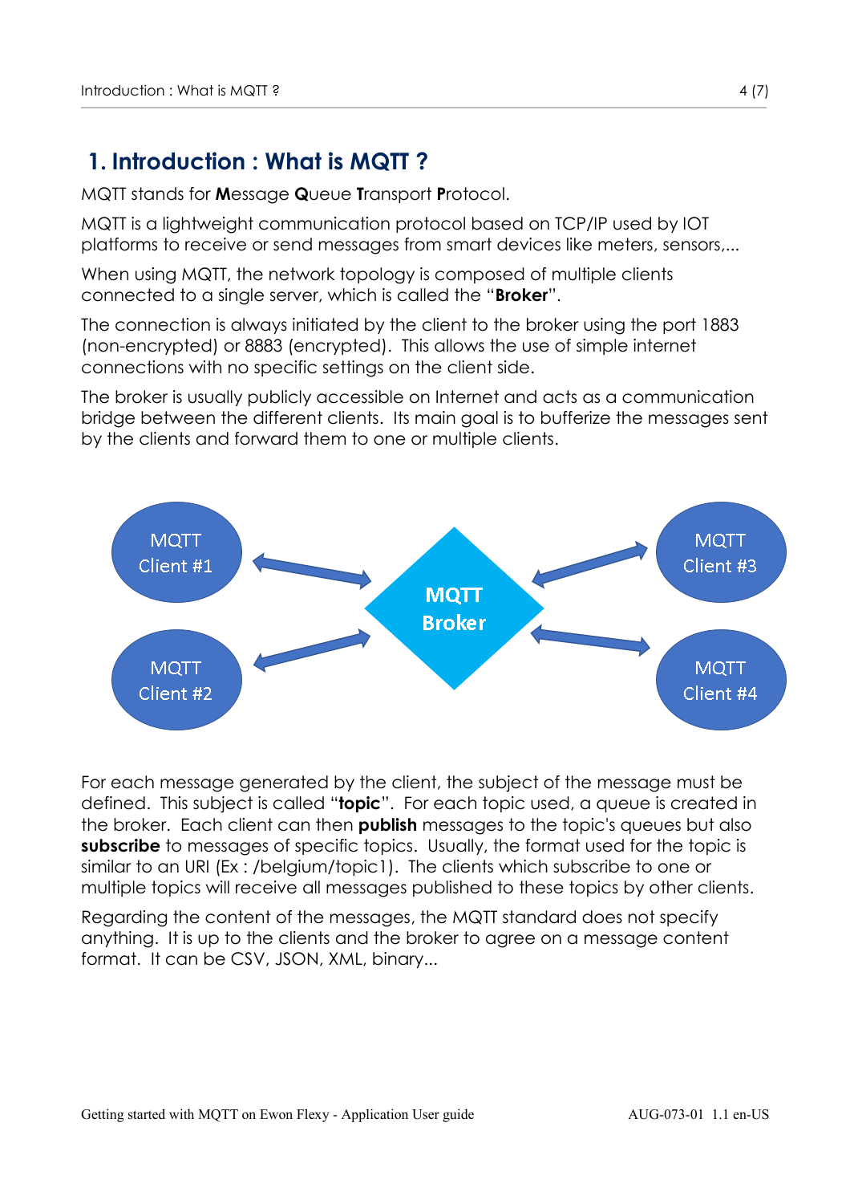# 1. Introduction : What is MQTT ?

MQTT stands for **M**essage **Q**ueue **T**ransport **P**rotocol.

MQTT is a lightweight communication protocol based on TCP/IP used by IOT platforms to receive or send messages from smart devices like meters, sensors,...

When using MQTT, the network topology is composed of multiple clients connected to a single server, which is called the "**Broker**".

The connection is always initiated by the client to the broker using the port 1883 (non-encrypted) or 8883 (encrypted). This allows the use of simple internet connections with no specific settings on the client side.

The broker is usually publicly accessible on Internet and acts as a communication bridge between the different clients. Its main goal is to bufferize the messages sent by the clients and forward them to one or multiple clients.

MQTT Client #1 | MQTT Client #2 | MQTT Broker | MQTT Client #3 | MQTT Client #4

For each message generated by the client, the subject of the message must be defined. This subject is called "**topic**". For each topic used, a queue is created in the broker. Each client can then **publish** messages to the topic's queues but also **subscribe** to messages of specific topics. Usually, the format used for the topic is similar to an URI (Ex : /belgium/topic1). The clients which subscribe to one or multiple topics will receive all messages published to these topics by other clients.

Regarding the content of the messages, the MQTT standard does not specify anything. It is up to the clients and the broker to agree on a message content format. It can be CSV, JSON, XML, binary...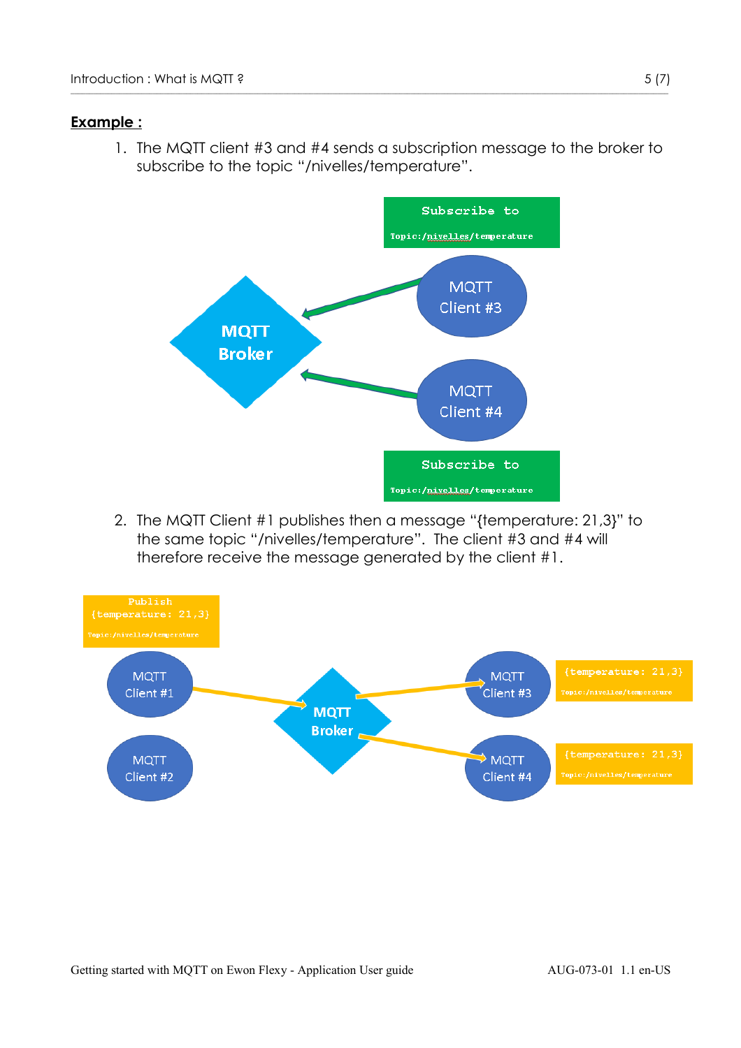**Example :**

1. The MQTT client #3 and #4 sends a subscription message to the broker to subscribe to the topic “/nivelles/temperature”.

2. The MQTT Client #1 publishes then a message “{temperature: 21,3}” to the same topic “/nivelles/temperature”. The client #3 and #4 will therefore receive the message generated by the client #1.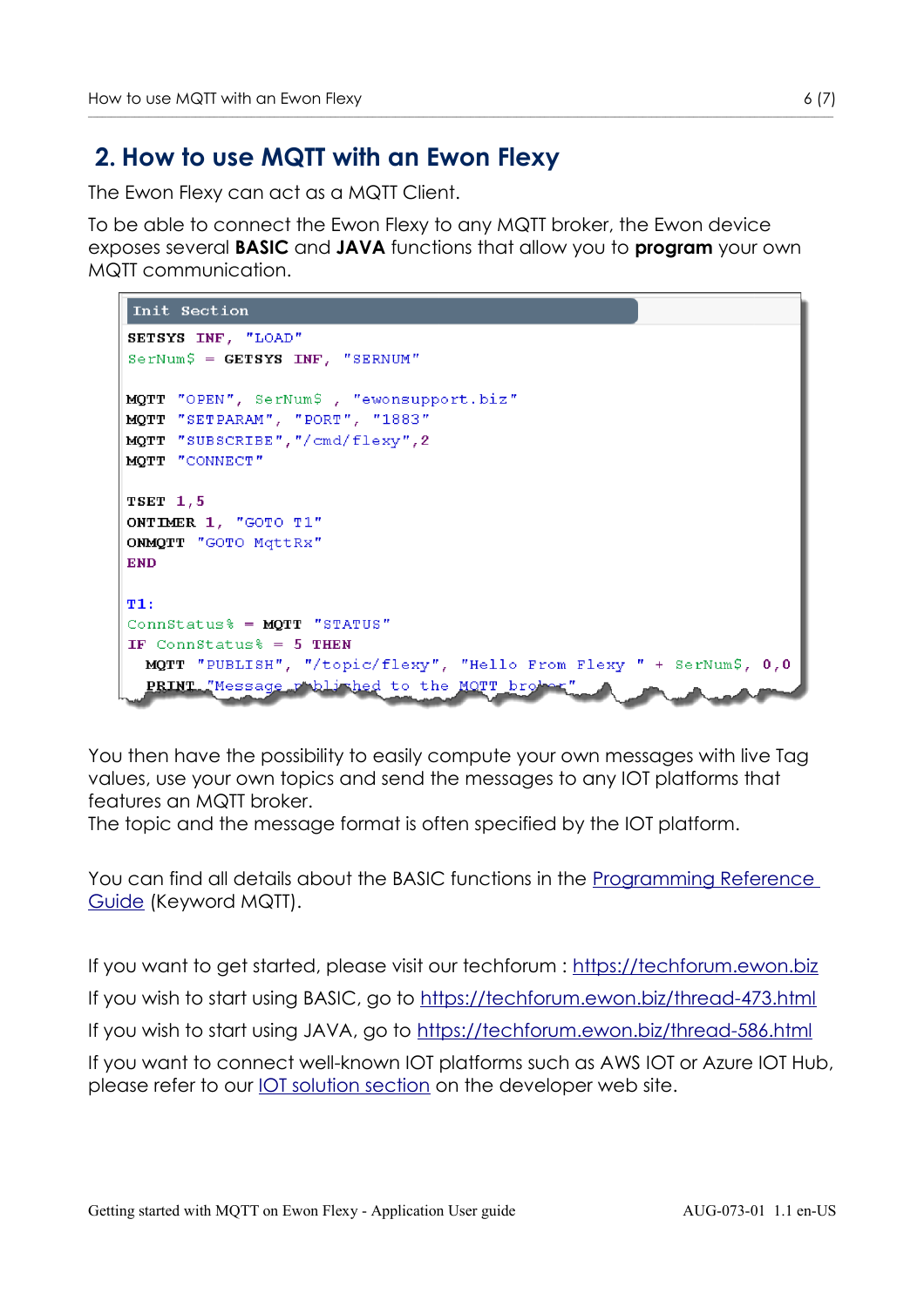## 2. How to use MQTT with an Ewon Flexy

The Ewon Flexy can act as a MQTT Client.

To be able to connect the Ewon Flexy to any MQTT broker, the Ewon device exposes several **BASIC** and **JAVA** functions that allow you to **program** your own MQTT communication.

```
Init Section
SETSYS INF, "LOAD"
SerNum$ = GETSYS INF, "SERNUM"

MQTT "OPEN", SerNum$ , "ewonsupport.biz"
MQTT "SETPARAM", "PORT", "1883"
MQTT "SUBSCRIBE","/cmd/flexy",2
MQTT "CONNECT"

TSET 1,5
ONTIMER 1, "GOTO T1"
ONMQTT "GOTO MqttRx"
END

T1:
ConnStatus% = MQTT "STATUS"
IF ConnStatus% = 5 THEN
  MQTT "PUBLISH", "/topic/flexy", "Hello From Flexy " + SerNum$, 0,0
  PRINT "Message published to the MQTT broker"
```

You then have the possibility to easily compute your own messages with live Tag values, use your own topics and send the messages to any IOT platforms that features an MQTT broker.
The topic and the message format is often specified by the IOT platform.

You can find all details about the BASIC functions in the Programming Reference Guide (Keyword MQTT).

If you want to get started, please visit our techforum : https://techforum.ewon.biz

If you wish to start using BASIC, go to https://techforum.ewon.biz/thread-473.html

If you wish to start using JAVA, go to https://techforum.ewon.biz/thread-586.html

If you want to connect well-known IOT platforms such as AWS IOT or Azure IOT Hub, please refer to our IOT solution section on the developer web site.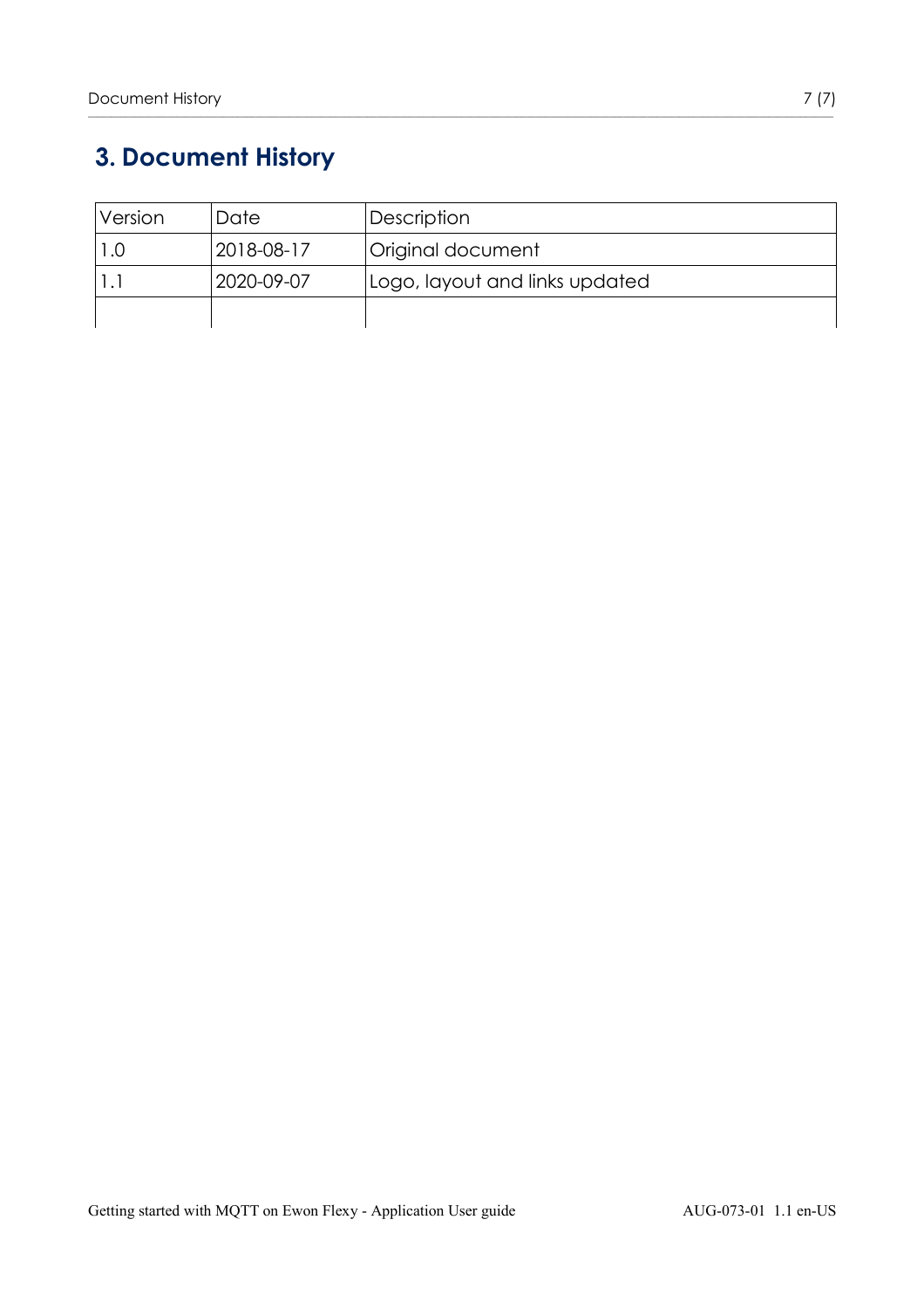## 3. Document History

| Version | Date | Description |
| --- | --- | --- |
| 1.0 | 2018-08-17 | Original document |
| 1.1 | 2020-09-07 | Logo, layout and links updated |
| | | |